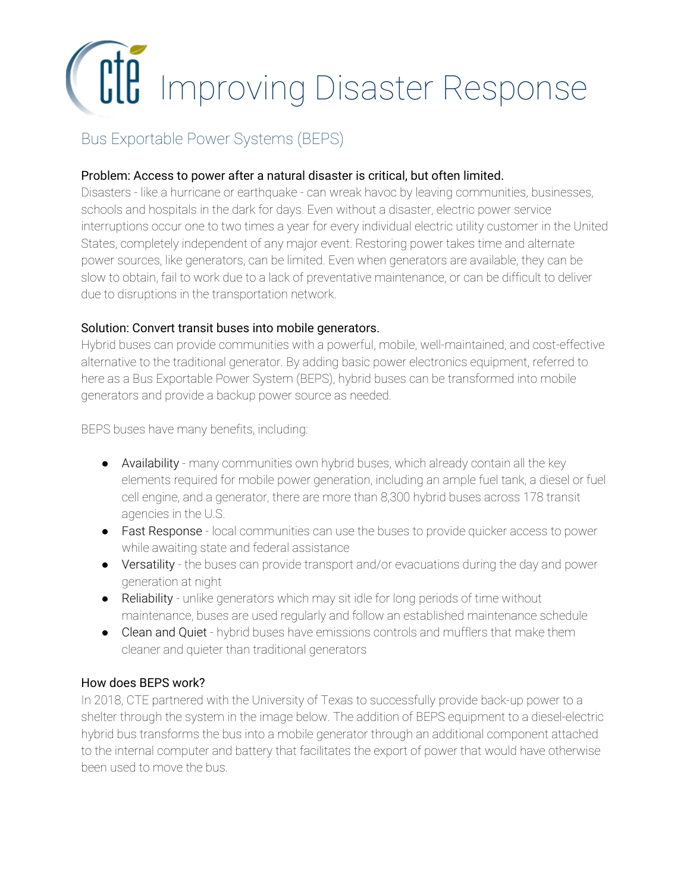# Improving Disaster Response

## Bus Exportable Power Systems (BEPS)

### Problem: Access to power after a natural disaster is critical, but often limited.

Disasters - like a hurricane or earthquake - can wreak havoc by leaving communities, businesses, schools and hospitals in the dark for days. Even without a disaster, electric power service interruptions occur one to two times a year for every individual electric utility customer in the United States, completely independent of any major event. Restoring power takes time and alternate power sources, like generators, can be limited. Even when generators are available, they can be slow to obtain, fail to work due to a lack of preventative maintenance, or can be difficult to deliver due to disruptions in the transportation network.

### Solution: Convert transit buses into mobile generators.

Hybrid buses can provide communities with a powerful, mobile, well-maintained, and cost-effective alternative to the traditional generator. By adding basic power electronics equipment, referred to here as a Bus Exportable Power System (BEPS), hybrid buses can be transformed into mobile generators and provide a backup power source as needed.

BEPS buses have many benefits, including:

- Availability - many communities own hybrid buses, which already contain all the key elements required for mobile power generation, including an ample fuel tank, a diesel or fuel cell engine, and a generator, there are more than 8,300 hybrid buses across 178 transit agencies in the U.S.
- Fast Response - local communities can use the buses to provide quicker access to power while awaiting state and federal assistance
- Versatility - the buses can provide transport and/or evacuations during the day and power generation at night
- Reliability - unlike generators which may sit idle for long periods of time without maintenance, buses are used regularly and follow an established maintenance schedule
- Clean and Quiet - hybrid buses have emissions controls and mufflers that make them cleaner and quieter than traditional generators

### How does BEPS work?

In 2018, CTE partnered with the University of Texas to successfully provide back-up power to a shelter through the system in the image below. The addition of BEPS equipment to a diesel-electric hybrid bus transforms the bus into a mobile generator through an additional component attached to the internal computer and battery that facilitates the export of power that would have otherwise been used to move the bus.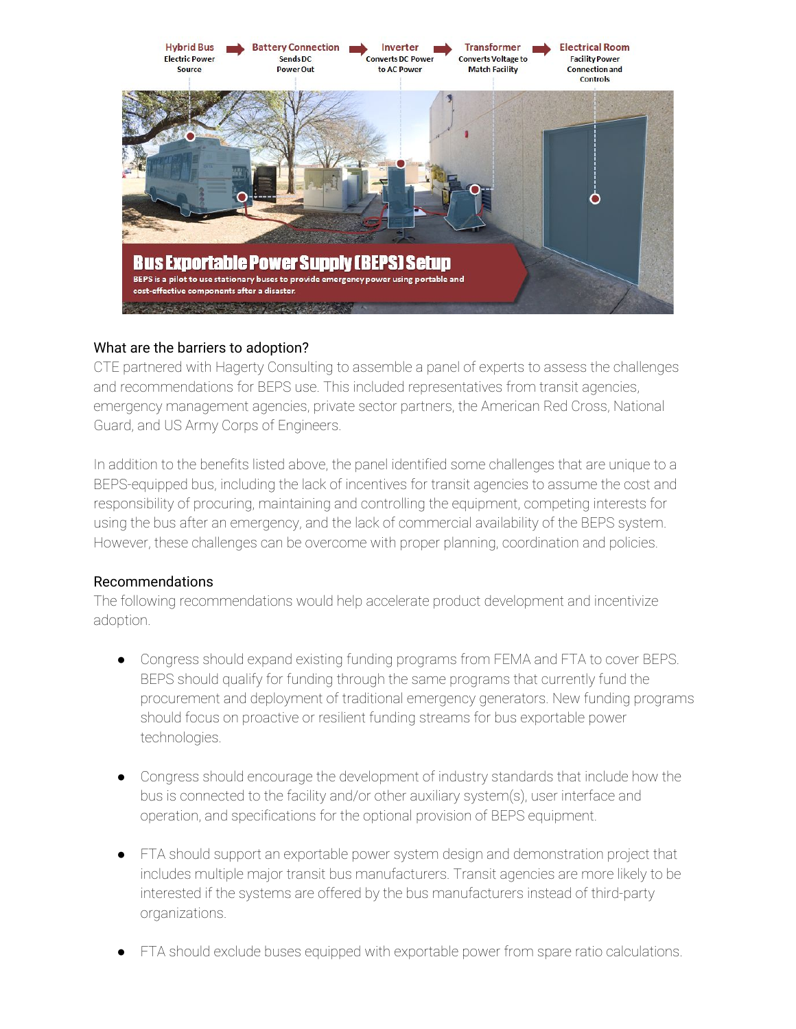Hybrid Bus
Electric Power Source

Battery Connection
Sends DC Power Out

Inverter
Converts DC Power to AC Power

Transformer
Converts Voltage to Match Facility

Electrical Room
Facility Power Connection and Controls

**Bus Exportable Power Supply (BEPS) Setup**

BEPS is a pilot to use stationary buses to provide emergency power using portable and cost-effective components after a disaster.

## What are the barriers to adoption?

CTE partnered with Hagerty Consulting to assemble a panel of experts to assess the challenges and recommendations for BEPS use. This included representatives from transit agencies, emergency management agencies, private sector partners, the American Red Cross, National Guard, and US Army Corps of Engineers.

In addition to the benefits listed above, the panel identified some challenges that are unique to a BEPS-equipped bus, including the lack of incentives for transit agencies to assume the cost and responsibility of procuring, maintaining and controlling the equipment, competing interests for using the bus after an emergency, and the lack of commercial availability of the BEPS system. However, these challenges can be overcome with proper planning, coordination and policies.

## Recommendations

The following recommendations would help accelerate product development and incentivize adoption.

- Congress should expand existing funding programs from FEMA and FTA to cover BEPS. BEPS should qualify for funding through the same programs that currently fund the procurement and deployment of traditional emergency generators. New funding programs should focus on proactive or resilient funding streams for bus exportable power technologies.

- Congress should encourage the development of industry standards that include how the bus is connected to the facility and/or other auxiliary system(s), user interface and operation, and specifications for the optional provision of BEPS equipment.

- FTA should support an exportable power system design and demonstration project that includes multiple major transit bus manufacturers. Transit agencies are more likely to be interested if the systems are offered by the bus manufacturers instead of third-party organizations.

- FTA should exclude buses equipped with exportable power from spare ratio calculations.